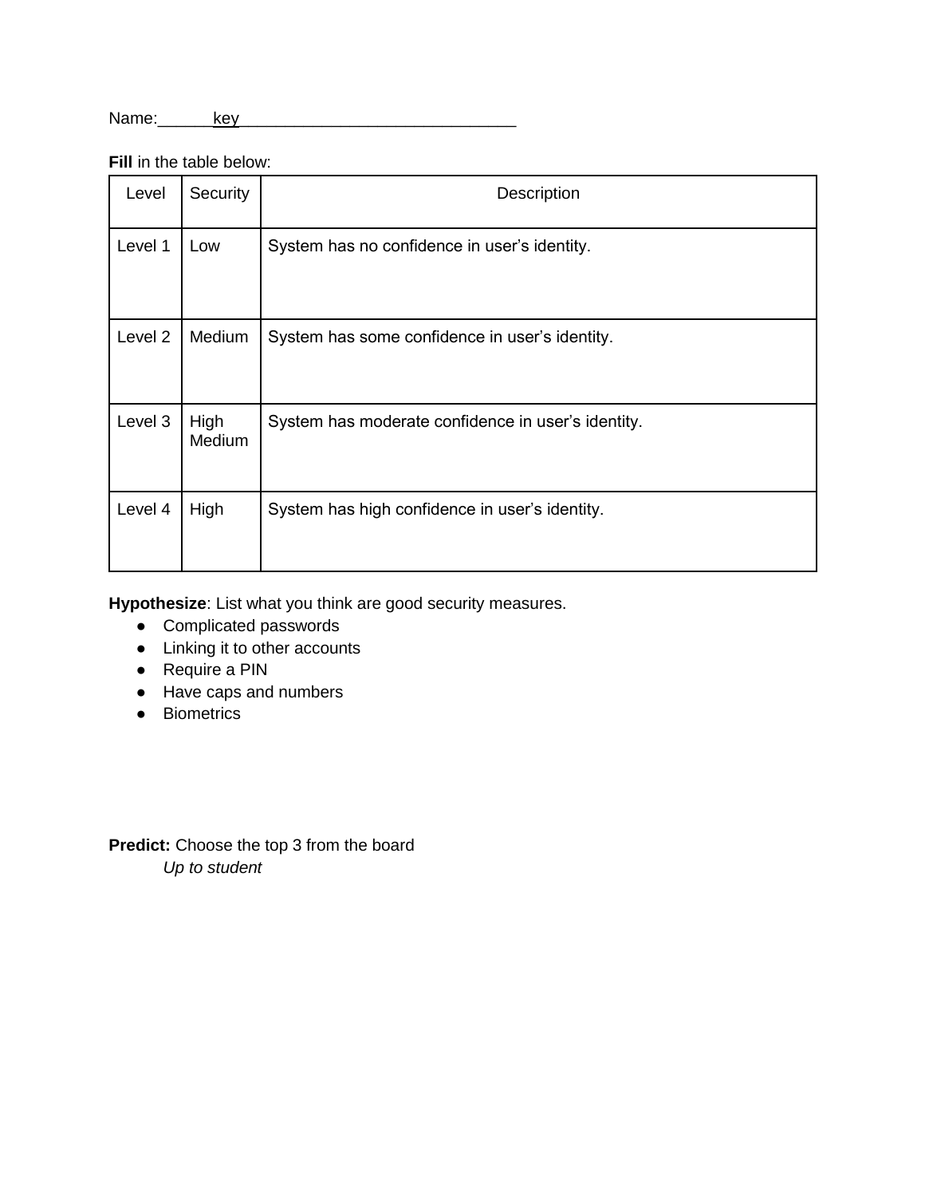Name:______key______________________________

**Fill** in the table below:

| Level | Security | Description |
|---|---|---|
| Level 1 | Low | System has no confidence in user's identity. |
| Level 2 | Medium | System has some confidence in user's identity. |
| Level 3 | High Medium | System has moderate confidence in user's identity. |
| Level 4 | High | System has high confidence in user's identity. |

**Hypothesize**: List what you think are good security measures.

- Complicated passwords
- Linking it to other accounts
- Require a PIN
- Have caps and numbers
- Biometrics

**Predict:** Choose the top 3 from the board

*Up to student*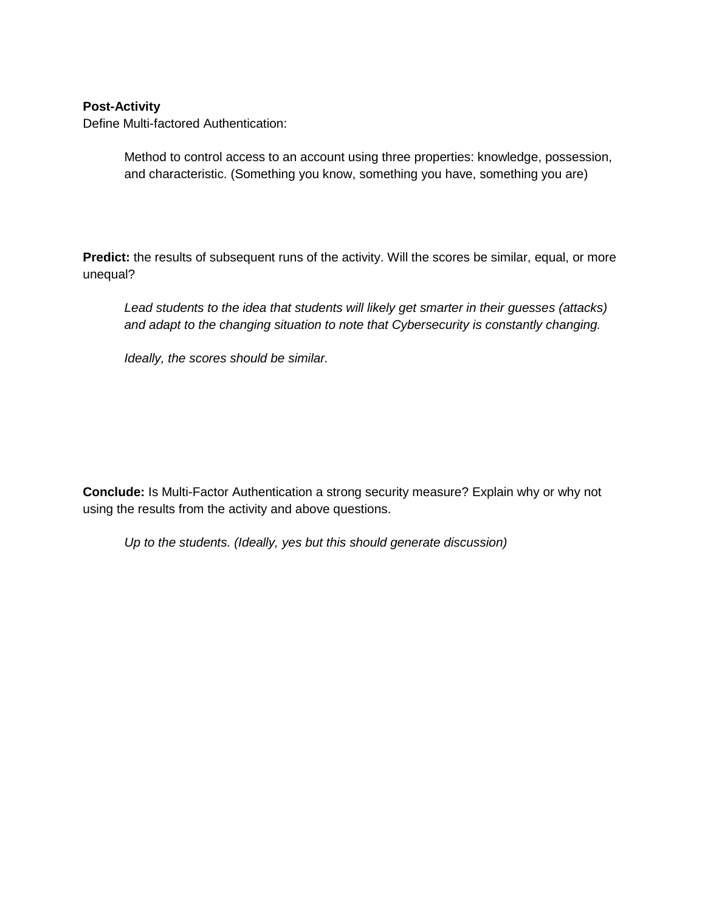**Post-Activity**

Define Multi-factored Authentication:

> Method to control access to an account using three properties: knowledge, possession, and characteristic. (Something you know, something you have, something you are)

**Predict:** the results of subsequent runs of the activity. Will the scores be similar, equal, or more unequal?

> *Lead students to the idea that students will likely get smarter in their guesses (attacks) and adapt to the changing situation to note that Cybersecurity is constantly changing.*
>
> *Ideally, the scores should be similar.*

**Conclude:** Is Multi-Factor Authentication a strong security measure? Explain why or why not using the results from the activity and above questions.

> *Up to the students. (Ideally, yes but this should generate discussion)*